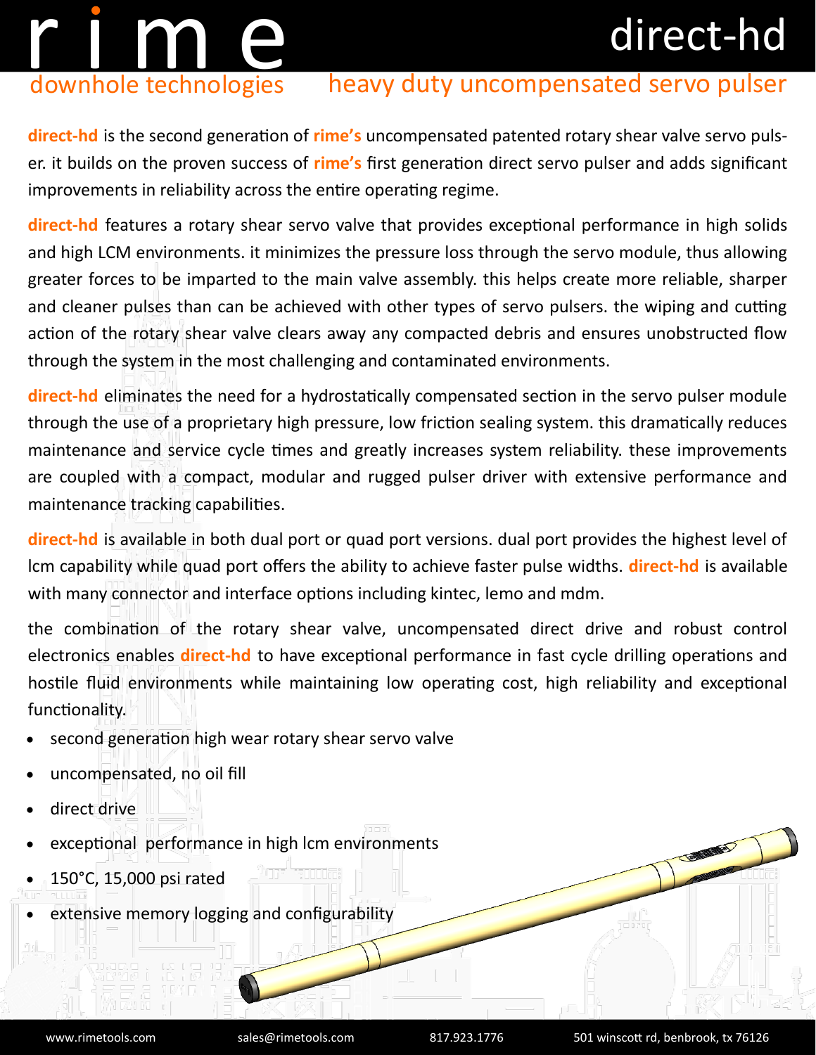# rime
downhole technologies

# direct-hd
## heavy duty uncompensated servo pulser

**direct-hd** is the second generation of **rime's** uncompensated patented rotary shear valve servo pulser. it builds on the proven success of **rime's** first generation direct servo pulser and adds significant improvements in reliability across the entire operating regime.

**direct-hd** features a rotary shear servo valve that provides exceptional performance in high solids and high LCM environments. it minimizes the pressure loss through the servo module, thus allowing greater forces to be imparted to the main valve assembly. this helps create more reliable, sharper and cleaner pulses than can be achieved with other types of servo pulsers. the wiping and cutting action of the rotary shear valve clears away any compacted debris and ensures unobstructed flow through the system in the most challenging and contaminated environments.

**direct-hd** eliminates the need for a hydrostatically compensated section in the servo pulser module through the use of a proprietary high pressure, low friction sealing system. this dramatically reduces maintenance and service cycle times and greatly increases system reliability. these improvements are coupled with a compact, modular and rugged pulser driver with extensive performance and maintenance tracking capabilities.

**direct-hd** is available in both dual port or quad port versions. dual port provides the highest level of lcm capability while quad port offers the ability to achieve faster pulse widths. **direct-hd** is available with many connector and interface options including kintec, lemo and mdm.

the combination of the rotary shear valve, uncompensated direct drive and robust control electronics enables **direct-hd** to have exceptional performance in fast cycle drilling operations and hostile fluid environments while maintaining low operating cost, high reliability and exceptional functionality.

- second generation high wear rotary shear servo valve
- uncompensated, no oil fill
- direct drive
- exceptional performance in high lcm environments
- 150°C, 15,000 psi rated
- extensive memory logging and configurability

www.rimetools.com | sales@rimetools.com | 817.923.1776 | 501 winscott rd, benbrook, tx 76126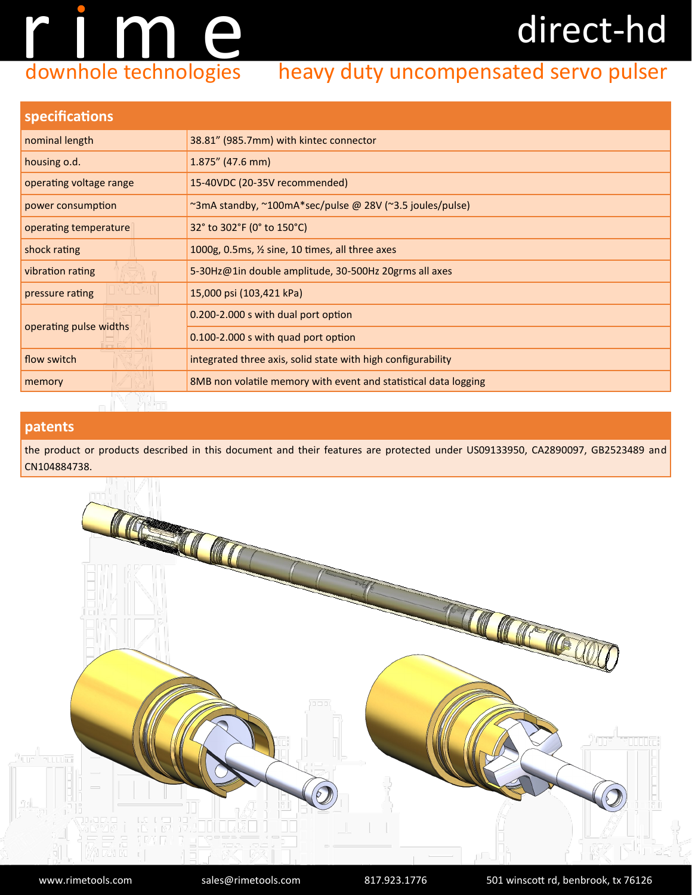# rime

downhole technologies

# direct-hd

heavy duty uncompensated servo pulser

## specifications

| | |
|---|---|
| nominal length | 38.81" (985.7mm) with kintec connector |
| housing o.d. | 1.875" (47.6 mm) |
| operating voltage range | 15-40VDC (20-35V recommended) |
| power consumption | ~3mA standby, ~100mA*sec/pulse @ 28V (~3.5 joules/pulse) |
| operating temperature | 32° to 302°F (0° to 150°C) |
| shock rating | 1000g, 0.5ms, ½ sine, 10 times, all three axes |
| vibration rating | 5-30Hz@1in double amplitude, 30-500Hz 20grms all axes |
| pressure rating | 15,000 psi (103,421 kPa) |
| operating pulse widths | 0.200-2.000 s with dual port option |
| | 0.100-2.000 s with quad port option |
| flow switch | integrated three axis, solid state with high configurability |
| memory | 8MB non volatile memory with event and statistical data logging |

## patents

the product or products described in this document and their features are protected under US09133950, CA2890097, GB2523489 and CN104884738.

www.rimetools.com sales@rimetools.com 817.923.1776 501 winscott rd, benbrook, tx 76126